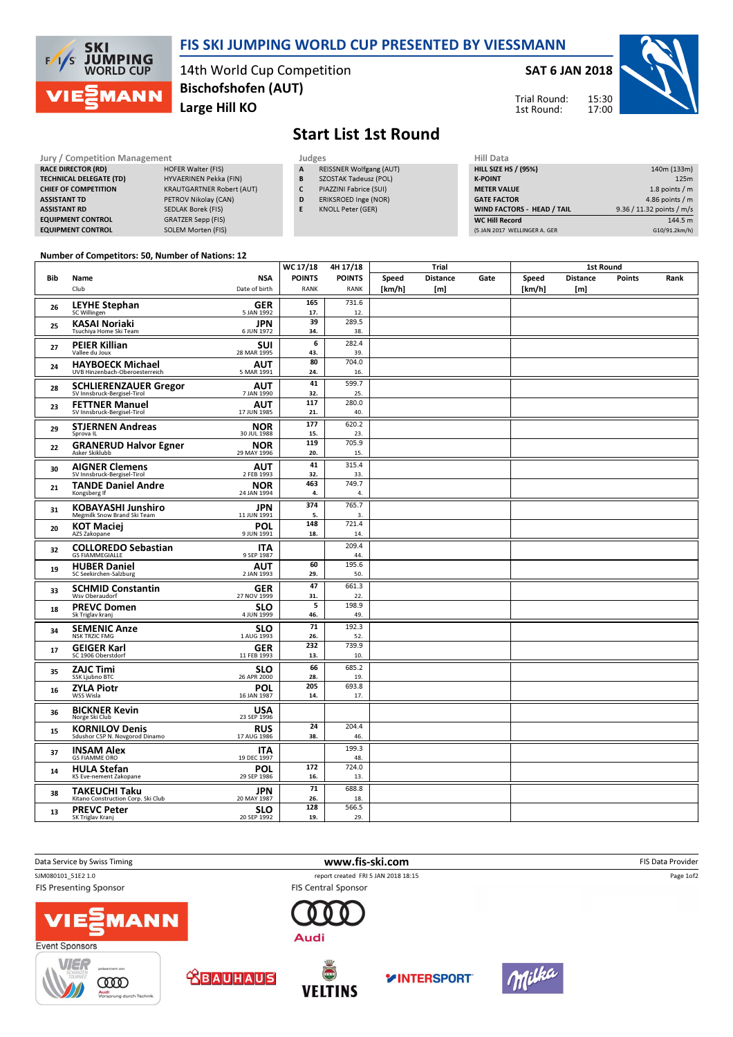# FIS SKI JUMPING WORLD CUP PRESENTED BY VIESSMANN

14th World Cup Competition
**Bischofshofen (AUT)**
**Large Hill KO**

**SAT 6 JAN 2018**

Trial Round: 15:30
1st Round: 17:00

## Start List 1st Round

| Jury / Competition Management | |
|---|---|
| RACE DIRECTOR (RD) | HOFER Walter (FIS) |
| TECHNICAL DELEGATE (TD) | HYVAERINEN Pekka (FIN) |
| CHIEF OF COMPETITION | KRAUTGARTNER Robert (AUT) |
| ASSISTANT TD | PETROV Nikolay (CAN) |
| ASSISTANT RD | SEDLAK Borek (FIS) |
| EQUIPMENT CONTROL | GRATZER Sepp (FIS) |
| EQUIPMENT CONTROL | SOLEM Morten (FIS) |

| Judges | |
|---|---|
| A | REISSNER Wolfgang (AUT) |
| B | SZOSTAK Tadeusz (POL) |
| C | PIAZZINI Fabrice (SUI) |
| D | ERIKSROED Inge (NOR) |
| E | KNOLL Peter (GER) |

| Hill Data | |
|---|---|
| HILL SIZE HS / (95%) | 140m (133m) |
| K-POINT | 125m |
| METER VALUE | 1.8 points / m |
| GATE FACTOR | 4.86 points / m |
| WIND FACTORS - HEAD / TAIL | 9.36 / 11.32 points / m/s |
| WC Hill Record | 144.5 m |
| (5 JAN 2017 WELLINGER A. GER | G10/91.2km/h) |

**Number of Competitors: 50, Number of Nations: 12**

| Bib | Name / Club | NSA / Date of birth | WC 17/18 POINTS / RANK | 4H 17/18 POINTS / RANK | Trial Speed [km/h] | Trial Distance [m] | Trial Gate | 1st Round Speed [km/h] | 1st Round Distance [m] | 1st Round Points | 1st Round Rank |
|---|---|---|---|---|---|---|---|---|---|---|---|
| 26 | **LEYHE Stephan** SC Willingen | **GER** 5 JAN 1992 | 165 / 17. | 731.6 / 12. | | | | | | | |
| 25 | **KASAI Noriaki** Tsuchiya Home Ski Team | **JPN** 6 JUN 1972 | 39 / 34. | 289.5 / 38. | | | | | | | |
| 27 | **PEIER Killian** Vallee du Joux | **SUI** 28 MAR 1995 | 6 / 43. | 282.4 / 39. | | | | | | | |
| 24 | **HAYBOECK Michael** UVB Hinzenbach-Oberoesterreich | **AUT** 5 MAR 1991 | 80 / 24. | 704.0 / 16. | | | | | | | |
| 28 | **SCHLIERENZAUER Gregor** SV Innsbruck-Bergisel-Tirol | **AUT** 7 JAN 1990 | 41 / 32. | 599.7 / 25. | | | | | | | |
| 23 | **FETTNER Manuel** SV Innsbruck-Bergisel-Tirol | **AUT** 17 JUN 1985 | 117 / 21. | 280.0 / 40. | | | | | | | |
| 29 | **STJERNEN Andreas** Sprova IL | **NOR** 30 JUL 1988 | 177 / 15. | 620.2 / 23. | | | | | | | |
| 22 | **GRANERUD Halvor Egner** Asker Skiklubb | **NOR** 29 MAY 1996 | 119 / 20. | 705.9 / 15. | | | | | | | |
| 30 | **AIGNER Clemens** SV Innsbruck-Bergisel-Tirol | **AUT** 2 FEB 1993 | 41 / 32. | 315.4 / 33. | | | | | | | |
| 21 | **TANDE Daniel Andre** Kongsberg If | **NOR** 24 JAN 1994 | 463 / 4. | 749.7 / 4. | | | | | | | |
| 31 | **KOBAYASHI Junshiro** Megmilk Snow Brand Ski Team | **JPN** 11 JUN 1991 | 374 / 5. | 765.7 / 3. | | | | | | | |
| 20 | **KOT Maciej** AZS Zakopane | **POL** 9 JUN 1991 | 148 / 18. | 721.4 / 14. | | | | | | | |
| 32 | **COLLOREDO Sebastian** GS FIAMMEGIALLE | **ITA** 9 SEP 1987 | | 209.4 / 44. | | | | | | | |
| 19 | **HUBER Daniel** SC Seekirchen-Salzburg | **AUT** 2 JAN 1993 | 60 / 29. | 195.6 / 50. | | | | | | | |
| 33 | **SCHMID Constantin** Wsv Oberaudorf | **GER** 27 NOV 1999 | 47 / 31. | 661.3 / 22. | | | | | | | |
| 18 | **PREVC Domen** Sk Triglav kranj | **SLO** 4 JUN 1999 | 5 / 46. | 198.9 / 49. | | | | | | | |
| 34 | **SEMENIC Anze** NSK TRZIC FMG | **SLO** 1 AUG 1993 | 71 / 26. | 192.3 / 52. | | | | | | | |
| 17 | **GEIGER Karl** SC 1906 Oberstdorf | **GER** 11 FEB 1993 | 232 / 13. | 739.9 / 10. | | | | | | | |
| 35 | **ZAJC Timi** SSK Ljubno BTC | **SLO** 26 APR 2000 | 66 / 28. | 685.2 / 19. | | | | | | | |
| 16 | **ZYLA Piotr** WSS Wisla | **POL** 16 JAN 1987 | 205 / 14. | 693.8 / 17. | | | | | | | |
| 36 | **BICKNER Kevin** Norge Ski Club | **USA** 23 SEP 1996 | | | | | | | | | |
| 15 | **KORNILOV Denis** Sdushor CSP N. Novgorod Dinamo | **RUS** 17 AUG 1986 | 24 / 38. | 204.4 / 46. | | | | | | | |
| 37 | **INSAM Alex** GS FIAMME ORO | **ITA** 19 DEC 1997 | | 199.3 / 48. | | | | | | | |
| 14 | **HULA Stefan** KS Eve-nement Zakopane | **POL** 29 SEP 1986 | 172 / 16. | 724.0 / 13. | | | | | | | |
| 38 | **TAKEUCHI Taku** Kitano Construction Corp. Ski Club | **JPN** 20 MAY 1987 | 71 / 26. | 688.8 / 18. | | | | | | | |
| 13 | **PREVC Peter** SK Triglav Kranj | **SLO** 20 SEP 1992 | 128 / 19. | 566.5 / 29. | | | | | | | |

Data Service by Swiss Timing — www.fis-ski.com — FIS Data Provider

SJM080101_51E2 1.0 — report created FRI 5 JAN 2018 18:15

FIS Presenting Sponsor: VIESSMANN — FIS Central Sponsor: Audi

Event Sponsors: VIER SCHANZEN TOURNEE, BAUHAUS, VELTINS, INTERSPORT, Milka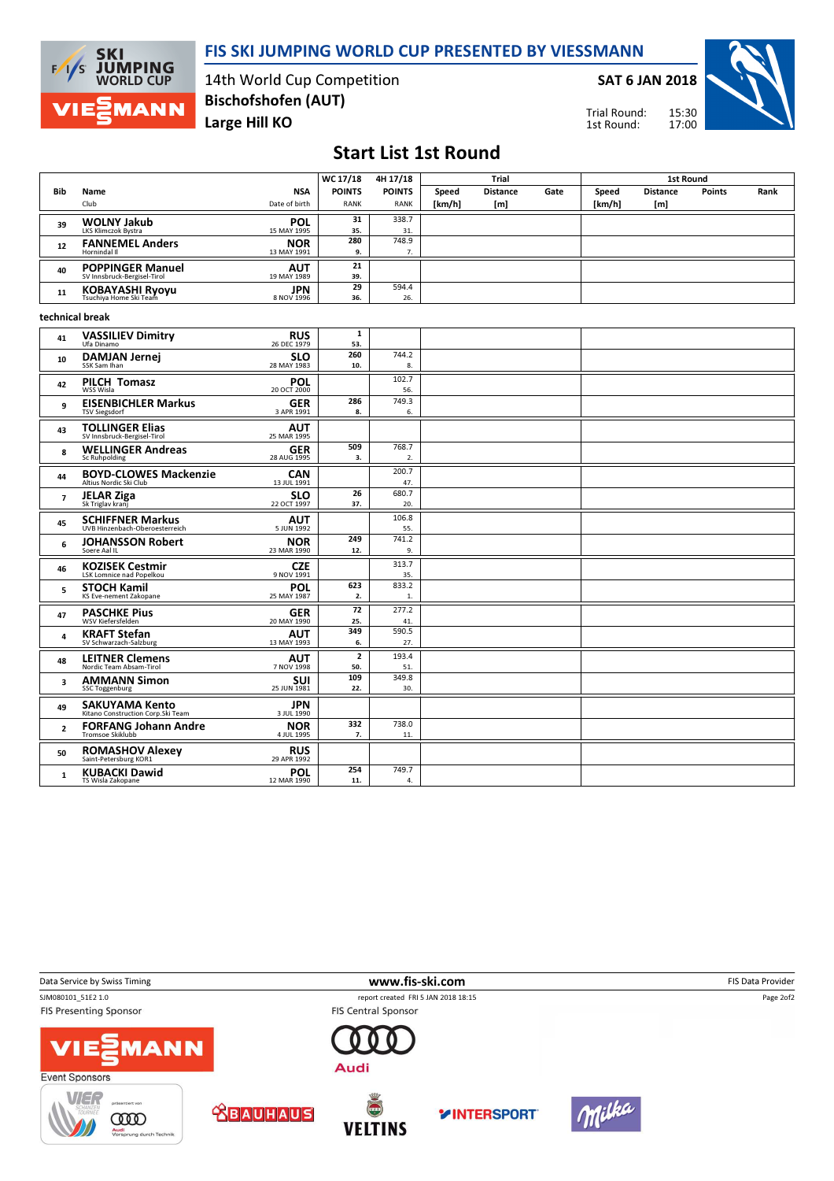# FIS SKI JUMPING WORLD CUP PRESENTED BY VIESSMANN

14th World Cup Competition
Bischofshofen (AUT)
Large Hill KO

SAT 6 JAN 2018

Trial Round: 15:30
1st Round: 17:00

## Start List 1st Round

| Bib | Name / Club | NSA / Date of birth | WC 17/18 POINTS / RANK | 4H 17/18 POINTS / RANK | Trial Speed [km/h] | Trial Distance [m] | Trial Gate | 1st Round Speed [km/h] | 1st Round Distance [m] | 1st Round Points | 1st Round Rank |
|---|---|---|---|---|---|---|---|---|---|---|---|
| 39 | **WOLNY Jakub** LKS Klimczok Bystra | **POL** 15 MAY 1995 | 31 / 35. | 338.7 / 31. | | | | | | | |
| 12 | **FANNEMEL Anders** Hornindal Il | **NOR** 13 MAY 1991 | 280 / 9. | 748.9 / 7. | | | | | | | |
| 40 | **POPPINGER Manuel** SV Innsbruck-Bergisel-Tirol | **AUT** 19 MAY 1989 | 21 / 39. | | | | | | | | |
| 11 | **KOBAYASHI Ryoyu** Tsuchiya Home Ski Team | **JPN** 8 NOV 1996 | 29 / 36. | 594.4 / 26. | | | | | | | |
| | technical break | | | | | | | | | | |
| 41 | **VASSILIEV Dimitry** Ufa Dinamo | **RUS** 26 DEC 1979 | 1 / 53. | | | | | | | | |
| 10 | **DAMJAN Jernej** SSK Sam Ihan | **SLO** 28 MAY 1983 | 260 / 10. | 744.2 / 8. | | | | | | | |
| 42 | **PILCH Tomasz** WSS Wisla | **POL** 20 OCT 2000 | | 102.7 / 56. | | | | | | | |
| 9 | **EISENBICHLER Markus** TSV Siegsdorf | **GER** 3 APR 1991 | 286 / 8. | 749.3 / 6. | | | | | | | |
| 43 | **TOLLINGER Elias** SV Innsbruck-Bergisel-Tirol | **AUT** 25 MAR 1995 | | | | | | | | | |
| 8 | **WELLINGER Andreas** Sc Ruhpolding | **GER** 28 AUG 1995 | 509 / 3. | 768.7 / 2. | | | | | | | |
| 44 | **BOYD-CLOWES Mackenzie** Altius Nordic Ski Club | **CAN** 13 JUL 1991 | | 200.7 / 47. | | | | | | | |
| 7 | **JELAR Ziga** Sk Triglav kranj | **SLO** 22 OCT 1997 | 26 / 37. | 680.7 / 20. | | | | | | | |
| 45 | **SCHIFFNER Markus** UVB Hinzenbach-Oberoesterreich | **AUT** 5 JUN 1992 | | 106.8 / 55. | | | | | | | |
| 6 | **JOHANSSON Robert** Soere Aal IL | **NOR** 23 MAR 1990 | 249 / 12. | 741.2 / 9. | | | | | | | |
| 46 | **KOZISEK Cestmir** LSK Lomnice nad Popelkou | **CZE** 9 NOV 1991 | | 313.7 / 35. | | | | | | | |
| 5 | **STOCH Kamil** KS Eve-nement Zakopane | **POL** 25 MAY 1987 | 623 / 2. | 833.2 / 1. | | | | | | | |
| 47 | **PASCHKE Pius** WSV Kiefersfelden | **GER** 20 MAY 1990 | 72 / 25. | 277.2 / 41. | | | | | | | |
| 4 | **KRAFT Stefan** SV Schwarzach-Salzburg | **AUT** 13 MAY 1993 | 349 / 6. | 590.5 / 27. | | | | | | | |
| 48 | **LEITNER Clemens** Nordic Team Absam-Tirol | **AUT** 7 NOV 1998 | 2 / 50. | 193.4 / 51. | | | | | | | |
| 3 | **AMMANN Simon** SSC Toggenburg | **SUI** 25 JUN 1981 | 109 / 22. | 349.8 / 30. | | | | | | | |
| 49 | **SAKUYAMA Kento** Kitano Construction Corp.Ski Team | **JPN** 3 JUL 1990 | | | | | | | | | |
| 2 | **FORFANG Johann Andre** Tromsoe Skiklubb | **NOR** 4 JUL 1995 | 332 / 7. | 738.0 / 11. | | | | | | | |
| 50 | **ROMASHOV Alexey** Saint-Petersburg KOR1 | **RUS** 29 APR 1992 | | | | | | | | | |
| 1 | **KUBACKI Dawid** TS Wisla Zakopane | **POL** 12 MAR 1990 | 254 / 11. | 749.7 / 4. | | | | | | | |

Data Service by Swiss Timing | www.fis-ski.com | FIS Data Provider

SJM080101_51E2 1.0 | report created FRI 5 JAN 2018 18:15

FIS Presenting Sponsor | FIS Central Sponsor

Event Sponsors